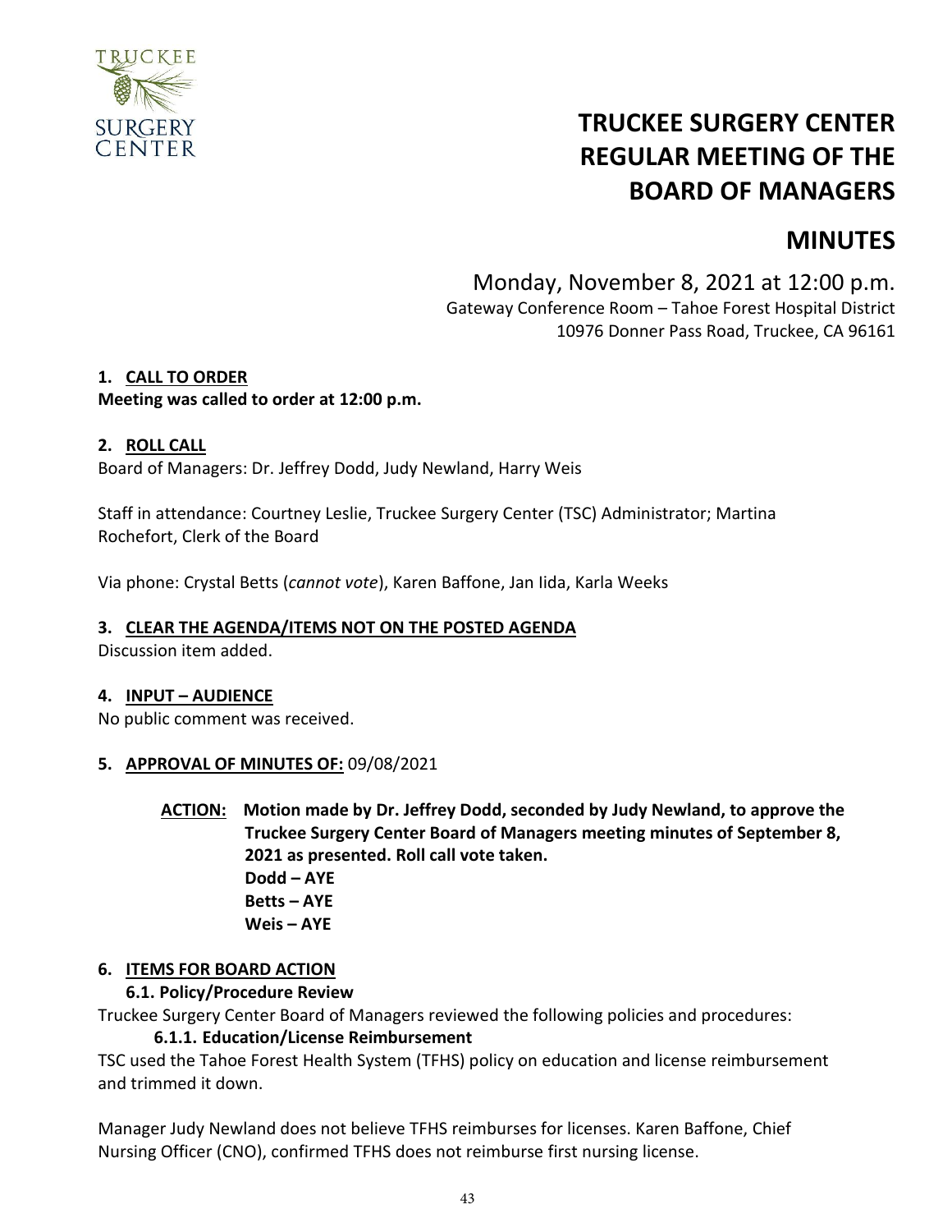# TRUCKEE SURGERY CENTER REGULAR MEETING OF THE BOARD OF MANAGERS

# MINUTES

Monday, November 8, 2021 at 12:00 p.m.
Gateway Conference Room – Tahoe Forest Hospital District
10976 Donner Pass Road, Truckee, CA 96161

**1. CALL TO ORDER**
**Meeting was called to order at 12:00 p.m.**

**2. ROLL CALL**
Board of Managers: Dr. Jeffrey Dodd, Judy Newland, Harry Weis

Staff in attendance: Courtney Leslie, Truckee Surgery Center (TSC) Administrator; Martina Rochefort, Clerk of the Board

Via phone: Crystal Betts (*cannot vote*), Karen Baffone, Jan Iida, Karla Weeks

**3. CLEAR THE AGENDA/ITEMS NOT ON THE POSTED AGENDA**
Discussion item added.

**4. INPUT – AUDIENCE**
No public comment was received.

**5. APPROVAL OF MINUTES OF:** 09/08/2021

**ACTION: Motion made by Dr. Jeffrey Dodd, seconded by Judy Newland, to approve the Truckee Surgery Center Board of Managers meeting minutes of September 8, 2021 as presented. Roll call vote taken.**
**Dodd – AYE**
**Betts – AYE**
**Weis – AYE**

**6. ITEMS FOR BOARD ACTION**

**6.1. Policy/Procedure Review**

Truckee Surgery Center Board of Managers reviewed the following policies and procedures:

**6.1.1. Education/License Reimbursement**

TSC used the Tahoe Forest Health System (TFHS) policy on education and license reimbursement and trimmed it down.

Manager Judy Newland does not believe TFHS reimburses for licenses. Karen Baffone, Chief Nursing Officer (CNO), confirmed TFHS does not reimburse first nursing license.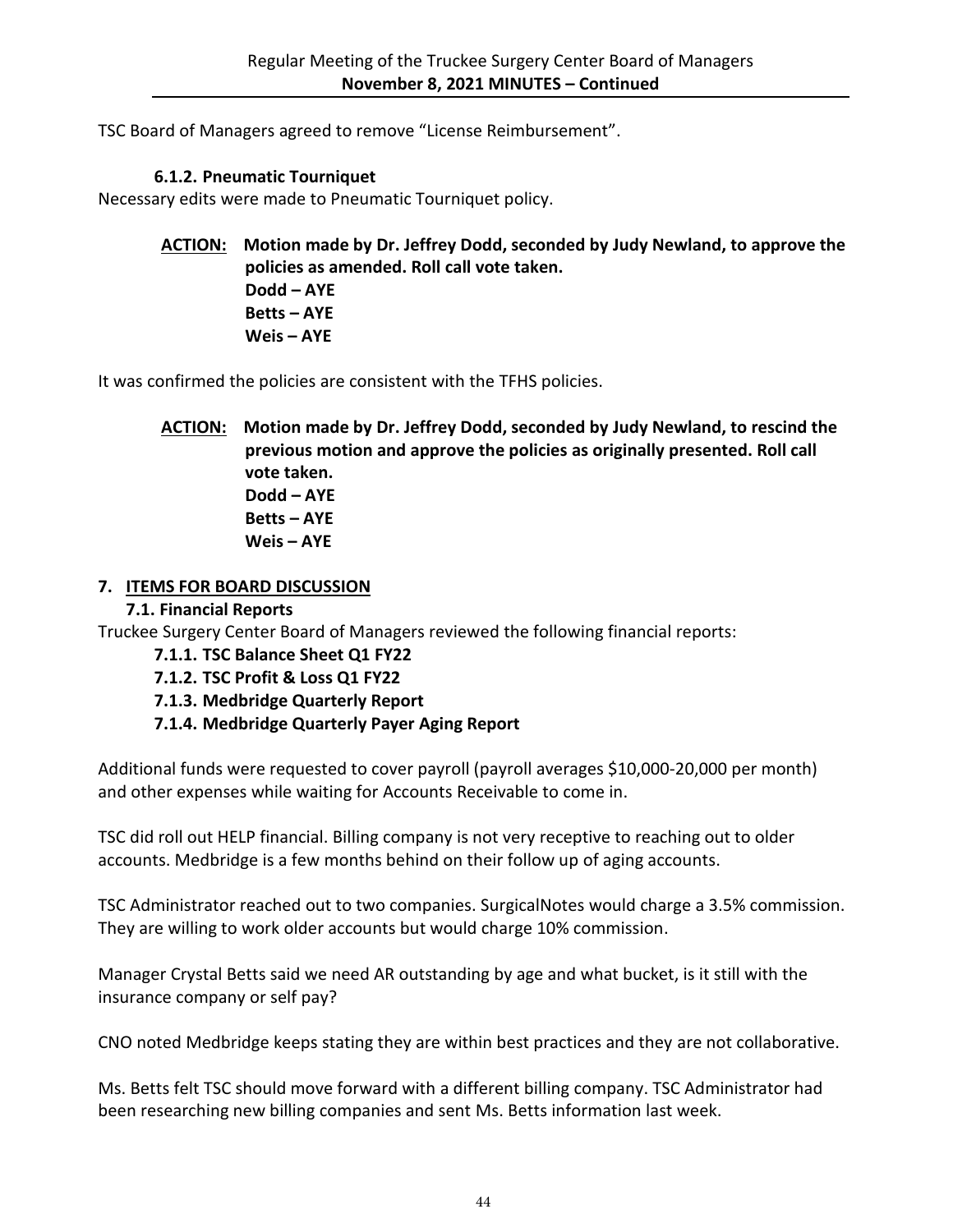TSC Board of Managers agreed to remove "License Reimbursement".

#### 6.1.2. Pneumatic Tourniquet

Necessary edits were made to Pneumatic Tourniquet policy.

> **ACTION:** **Motion made by Dr. Jeffrey Dodd, seconded by Judy Newland, to approve the policies as amended. Roll call vote taken.**
> **Dodd – AYE**
> **Betts – AYE**
> **Weis – AYE**

It was confirmed the policies are consistent with the TFHS policies.

> **ACTION:** **Motion made by Dr. Jeffrey Dodd, seconded by Judy Newland, to rescind the previous motion and approve the policies as originally presented. Roll call vote taken.**
> **Dodd – AYE**
> **Betts – AYE**
> **Weis – AYE**

## 7. ITEMS FOR BOARD DISCUSSION

### 7.1. Financial Reports

Truckee Surgery Center Board of Managers reviewed the following financial reports:

- **7.1.1. TSC Balance Sheet Q1 FY22**
- **7.1.2. TSC Profit & Loss Q1 FY22**
- **7.1.3. Medbridge Quarterly Report**
- **7.1.4. Medbridge Quarterly Payer Aging Report**

Additional funds were requested to cover payroll (payroll averages $10,000-20,000 per month) and other expenses while waiting for Accounts Receivable to come in.

TSC did roll out HELP financial. Billing company is not very receptive to reaching out to older accounts. Medbridge is a few months behind on their follow up of aging accounts.

TSC Administrator reached out to two companies. SurgicalNotes would charge a 3.5% commission. They are willing to work older accounts but would charge 10% commission.

Manager Crystal Betts said we need AR outstanding by age and what bucket, is it still with the insurance company or self pay?

CNO noted Medbridge keeps stating they are within best practices and they are not collaborative.

Ms. Betts felt TSC should move forward with a different billing company. TSC Administrator had been researching new billing companies and sent Ms. Betts information last week.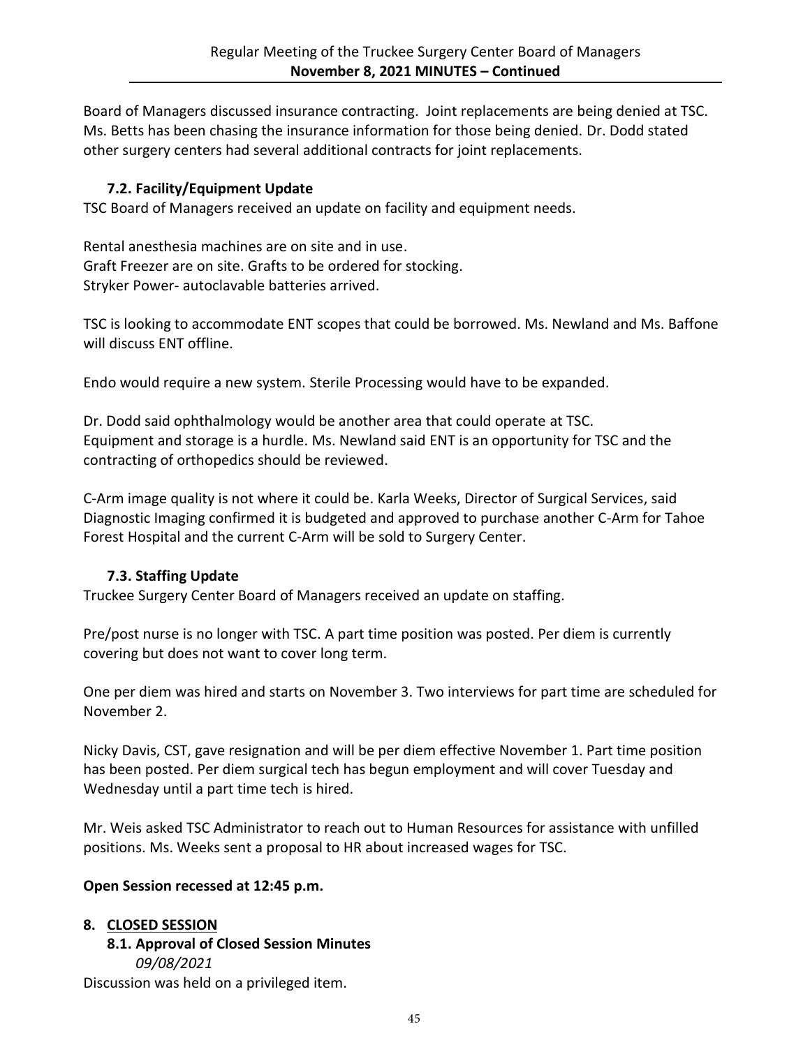Board of Managers discussed insurance contracting. Joint replacements are being denied at TSC. Ms. Betts has been chasing the insurance information for those being denied. Dr. Dodd stated other surgery centers had several additional contracts for joint replacements.

### 7.2. Facility/Equipment Update

TSC Board of Managers received an update on facility and equipment needs.

Rental anesthesia machines are on site and in use.
Graft Freezer are on site. Grafts to be ordered for stocking.
Stryker Power- autoclavable batteries arrived.

TSC is looking to accommodate ENT scopes that could be borrowed. Ms. Newland and Ms. Baffone will discuss ENT offline.

Endo would require a new system. Sterile Processing would have to be expanded.

Dr. Dodd said ophthalmology would be another area that could operate at TSC.
Equipment and storage is a hurdle. Ms. Newland said ENT is an opportunity for TSC and the contracting of orthopedics should be reviewed.

C-Arm image quality is not where it could be. Karla Weeks, Director of Surgical Services, said Diagnostic Imaging confirmed it is budgeted and approved to purchase another C-Arm for Tahoe Forest Hospital and the current C-Arm will be sold to Surgery Center.

### 7.3. Staffing Update

Truckee Surgery Center Board of Managers received an update on staffing.

Pre/post nurse is no longer with TSC. A part time position was posted. Per diem is currently covering but does not want to cover long term.

One per diem was hired and starts on November 3. Two interviews for part time are scheduled for November 2.

Nicky Davis, CST, gave resignation and will be per diem effective November 1. Part time position has been posted. Per diem surgical tech has begun employment and will cover Tuesday and Wednesday until a part time tech is hired.

Mr. Weis asked TSC Administrator to reach out to Human Resources for assistance with unfilled positions. Ms. Weeks sent a proposal to HR about increased wages for TSC.

**Open Session recessed at 12:45 p.m.**

## 8. CLOSED SESSION

### 8.1. Approval of Closed Session Minutes

*09/08/2021*

Discussion was held on a privileged item.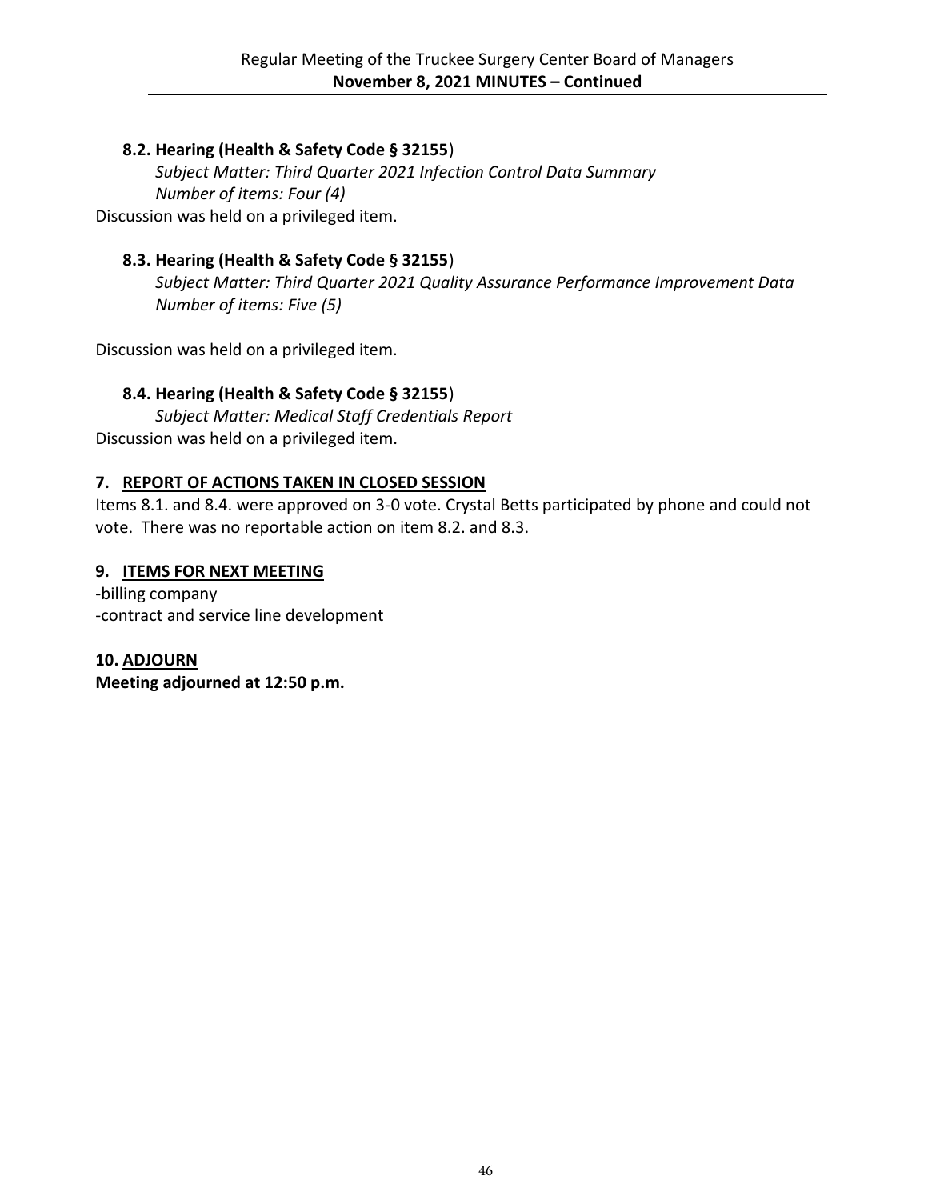### 8.2. Hearing (Health & Safety Code § 32155)

*Subject Matter: Third Quarter 2021 Infection Control Data Summary*
*Number of items: Four (4)*

Discussion was held on a privileged item.

### 8.3. Hearing (Health & Safety Code § 32155)

*Subject Matter: Third Quarter 2021 Quality Assurance Performance Improvement Data*
*Number of items: Five (5)*

Discussion was held on a privileged item.

### 8.4. Hearing (Health & Safety Code § 32155)

*Subject Matter: Medical Staff Credentials Report*

Discussion was held on a privileged item.

## 7. REPORT OF ACTIONS TAKEN IN CLOSED SESSION

Items 8.1. and 8.4. were approved on 3-0 vote. Crystal Betts participated by phone and could not vote. There was no reportable action on item 8.2. and 8.3.

## 9. ITEMS FOR NEXT MEETING

-billing company
-contract and service line development

## 10. ADJOURN

**Meeting adjourned at 12:50 p.m.**